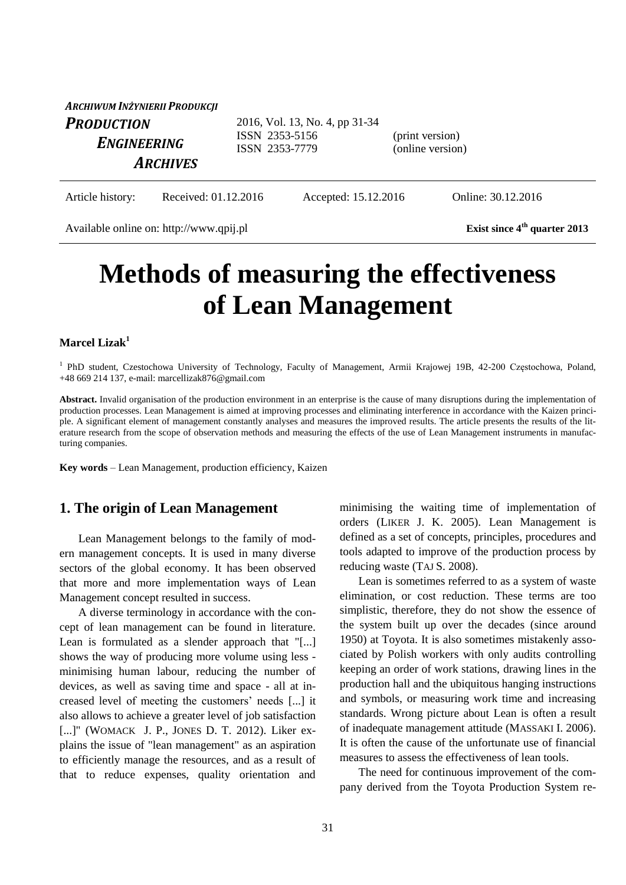# Methods of measuring the effectiveness of Lean Management

**Marcel Lizak**[1]

[1] PhD student, Czestochowa University of Technology, Faculty of Management, Armii Krajowej 19B, 42-200 Częstochowa, Poland, +48 669 214 137, e-mail: marcellizak876@gmail.com

**Abstract.** Invalid organisation of the production environment in an enterprise is the cause of many disruptions during the implementation of production processes. Lean Management is aimed at improving processes and eliminating interference in accordance with the Kaizen principle. A significant element of management constantly analyses and measures the improved results. The article presents the results of the literature research from the scope of observation methods and measuring the effects of the use of Lean Management instruments in manufacturing companies.

**Key words** – Lean Management, production efficiency, Kaizen

## 1. The origin of Lean Management

Lean Management belongs to the family of modern management concepts. It is used in many diverse sectors of the global economy. It has been observed that more and more implementation ways of Lean Management concept resulted in success.

A diverse terminology in accordance with the concept of lean management can be found in literature. Lean is formulated as a slender approach that "[...] shows the way of producing more volume using less - minimising human labour, reducing the number of devices, as well as saving time and space - all at increased level of meeting the customers' needs [...] it also allows to achieve a greater level of job satisfaction [...]" (WOMACK J. P., JONES D. T. 2012). Liker explains the issue of "lean management" as an aspiration to efficiently manage the resources, and as a result of that to reduce expenses, quality orientation and minimising the waiting time of implementation of orders (LIKER J. K. 2005). Lean Management is defined as a set of concepts, principles, procedures and tools adapted to improve of the production process by reducing waste (TAJ S. 2008).

Lean is sometimes referred to as a system of waste elimination, or cost reduction. These terms are too simplistic, therefore, they do not show the essence of the system built up over the decades (since around 1950) at Toyota. It is also sometimes mistakenly associated by Polish workers with only audits controlling keeping an order of work stations, drawing lines in the production hall and the ubiquitous hanging instructions and symbols, or measuring work time and increasing standards. Wrong picture about Lean is often a result of inadequate management attitude (MASSAKI I. 2006). It is often the cause of the unfortunate use of financial measures to assess the effectiveness of lean tools.

The need for continuous improvement of the company derived from the Toyota Production System re-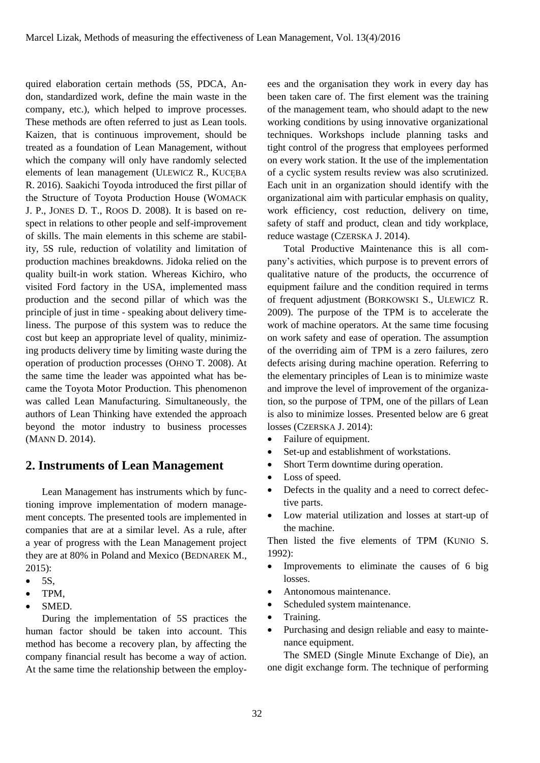quired elaboration certain methods (5S, PDCA, Andon, standardized work, define the main waste in the company, etc.), which helped to improve processes. These methods are often referred to just as Lean tools. Kaizen, that is continuous improvement, should be treated as a foundation of Lean Management, without which the company will only have randomly selected elements of lean management (ULEWICZ R., KUCĘBA R. 2016). Saakichi Toyoda introduced the first pillar of the Structure of Toyota Production House (WOMACK J. P., JONES D. T., ROOS D. 2008). It is based on respect in relations to other people and self-improvement of skills. The main elements in this scheme are stability, 5S rule, reduction of volatility and limitation of production machines breakdowns. Jidoka relied on the quality built-in work station. Whereas Kichiro, who visited Ford factory in the USA, implemented mass production and the second pillar of which was the principle of just in time - speaking about delivery timeliness. The purpose of this system was to reduce the cost but keep an appropriate level of quality, minimizing products delivery time by limiting waste during the operation of production processes (OHNO T. 2008). At the same time the leader was appointed what has became the Toyota Motor Production. This phenomenon was called Lean Manufacturing. Simultaneously, the authors of Lean Thinking have extended the approach beyond the motor industry to business processes (MANN D. 2014).

## 2. Instruments of Lean Management

Lean Management has instruments which by functioning improve implementation of modern management concepts. The presented tools are implemented in companies that are at a similar level. As a rule, after a year of progress with the Lean Management project they are at 80% in Poland and Mexico (BEDNAREK M., 2015):

- 5S,
- TPM,
- SMED.

During the implementation of 5S practices the human factor should be taken into account. This method has become a recovery plan, by affecting the company financial result has become a way of action. At the same time the relationship between the employees and the organisation they work in every day has been taken care of. The first element was the training of the management team, who should adapt to the new working conditions by using innovative organizational techniques. Workshops include planning tasks and tight control of the progress that employees performed on every work station. It the use of the implementation of a cyclic system results review was also scrutinized. Each unit in an organization should identify with the organizational aim with particular emphasis on quality, work efficiency, cost reduction, delivery on time, safety of staff and product, clean and tidy workplace, reduce wastage (CZERSKA J. 2014).

Total Productive Maintenance this is all company's activities, which purpose is to prevent errors of qualitative nature of the products, the occurrence of equipment failure and the condition required in terms of frequent adjustment (BORKOWSKI S., ULEWICZ R. 2009). The purpose of the TPM is to accelerate the work of machine operators. At the same time focusing on work safety and ease of operation. The assumption of the overriding aim of TPM is a zero failures, zero defects arising during machine operation. Referring to the elementary principles of Lean is to minimize waste and improve the level of improvement of the organization, so the purpose of TPM, one of the pillars of Lean is also to minimize losses. Presented below are 6 great losses (CZERSKA J. 2014):

- Failure of equipment.
- Set-up and establishment of workstations.
- Short Term downtime during operation.
- Loss of speed.
- Defects in the quality and a need to correct defective parts.
- Low material utilization and losses at start-up of the machine.

Then listed the five elements of TPM (KUNIO S. 1992):

- Improvements to eliminate the causes of 6 big losses.
- Antonomous maintenance.
- Scheduled system maintenance.
- Training.
- Purchasing and design reliable and easy to maintenance equipment.

The SMED (Single Minute Exchange of Die), an one digit exchange form. The technique of performing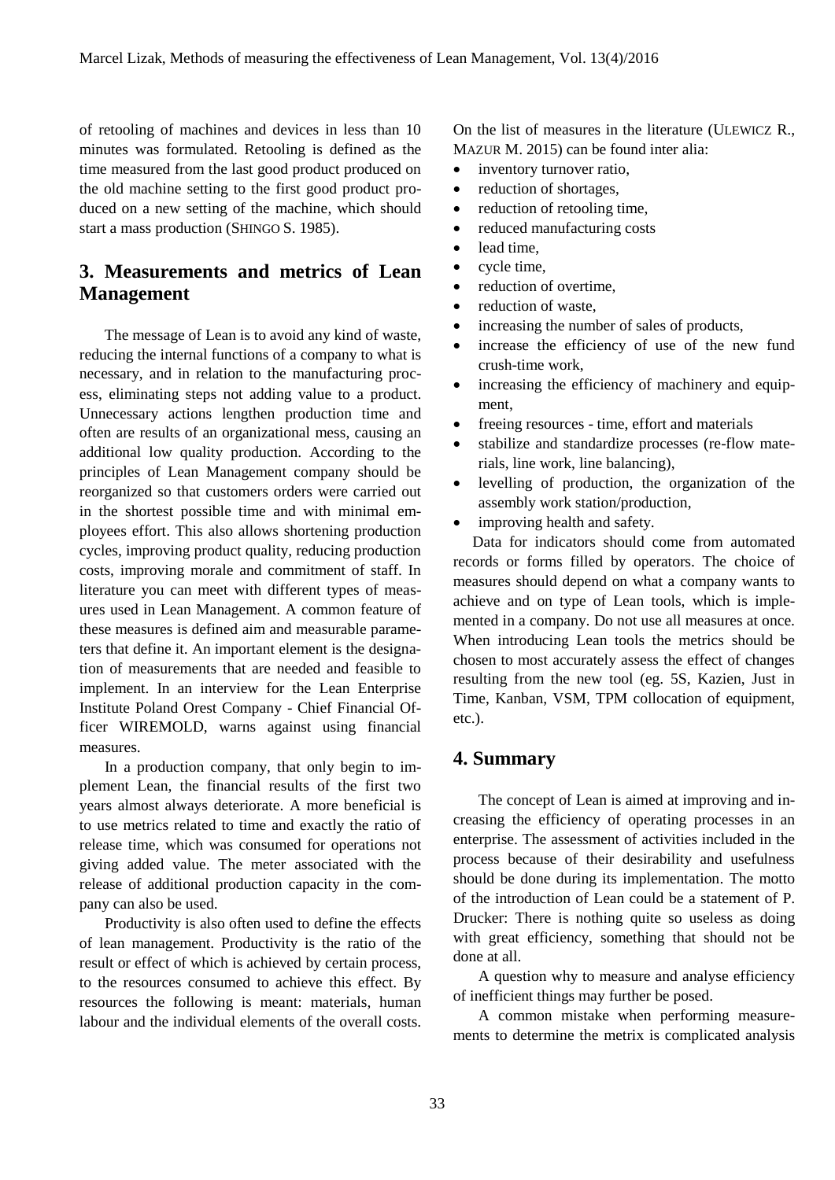of retooling of machines and devices in less than 10 minutes was formulated. Retooling is defined as the time measured from the last good product produced on the old machine setting to the first good product produced on a new setting of the machine, which should start a mass production (SHINGO S. 1985).

## 3. Measurements and metrics of Lean Management

The message of Lean is to avoid any kind of waste, reducing the internal functions of a company to what is necessary, and in relation to the manufacturing process, eliminating steps not adding value to a product. Unnecessary actions lengthen production time and often are results of an organizational mess, causing an additional low quality production. According to the principles of Lean Management company should be reorganized so that customers orders were carried out in the shortest possible time and with minimal employees effort. This also allows shortening production cycles, improving product quality, reducing production costs, improving morale and commitment of staff. In literature you can meet with different types of measures used in Lean Management. A common feature of these measures is defined aim and measurable parameters that define it. An important element is the designation of measurements that are needed and feasible to implement. In an interview for the Lean Enterprise Institute Poland Orest Company - Chief Financial Officer WIREMOLD, warns against using financial measures.

In a production company, that only begin to implement Lean, the financial results of the first two years almost always deteriorate. A more beneficial is to use metrics related to time and exactly the ratio of release time, which was consumed for operations not giving added value. The meter associated with the release of additional production capacity in the company can also be used.

Productivity is also often used to define the effects of lean management. Productivity is the ratio of the result or effect of which is achieved by certain process, to the resources consumed to achieve this effect. By resources the following is meant: materials, human labour and the individual elements of the overall costs. On the list of measures in the literature (ULEWICZ R., MAZUR M. 2015) can be found inter alia:

- inventory turnover ratio,
- reduction of shortages,
- reduction of retooling time,
- reduced manufacturing costs
- lead time,
- cycle time,
- reduction of overtime,
- reduction of waste,
- increasing the number of sales of products,
- increase the efficiency of use of the new fund crush-time work,
- increasing the efficiency of machinery and equipment,
- freeing resources - time, effort and materials
- stabilize and standardize processes (re-flow materials, line work, line balancing),
- levelling of production, the organization of the assembly work station/production,
- improving health and safety.

Data for indicators should come from automated records or forms filled by operators. The choice of measures should depend on what a company wants to achieve and on type of Lean tools, which is implemented in a company. Do not use all measures at once. When introducing Lean tools the metrics should be chosen to most accurately assess the effect of changes resulting from the new tool (eg. 5S, Kazien, Just in Time, Kanban, VSM, TPM collocation of equipment, etc.).

## 4. Summary

The concept of Lean is aimed at improving and increasing the efficiency of operating processes in an enterprise. The assessment of activities included in the process because of their desirability and usefulness should be done during its implementation. The motto of the introduction of Lean could be a statement of P. Drucker: There is nothing quite so useless as doing with great efficiency, something that should not be done at all.

A question why to measure and analyse efficiency of inefficient things may further be posed.

A common mistake when performing measurements to determine the metrix is complicated analysis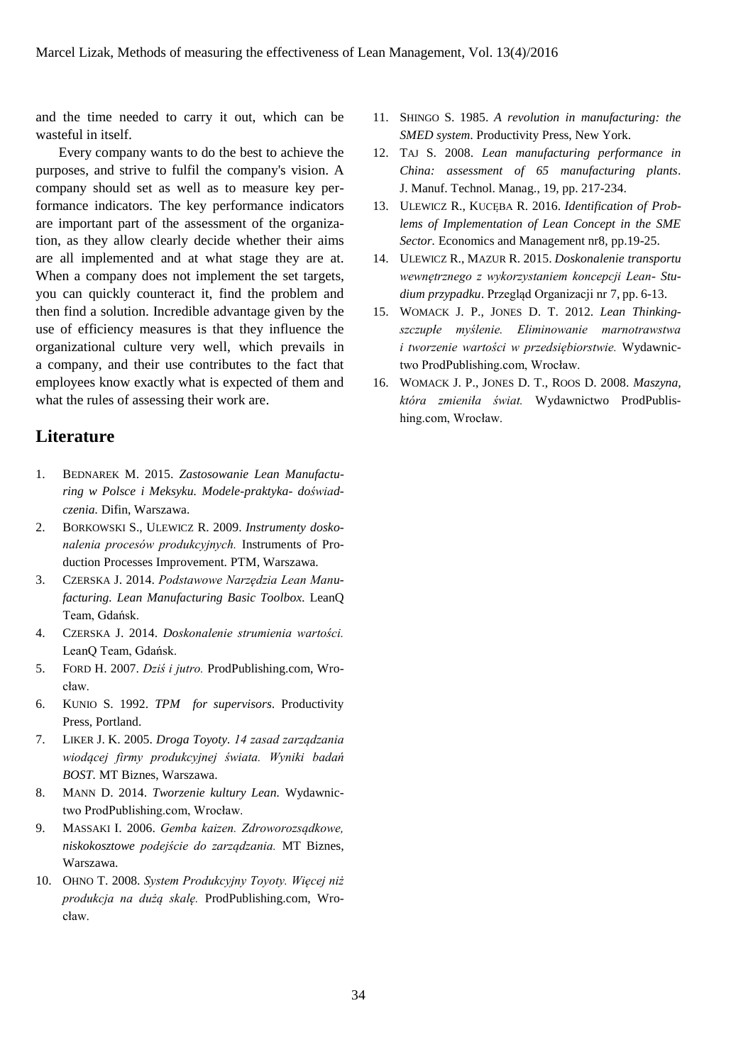and the time needed to carry it out, which can be wasteful in itself.

Every company wants to do the best to achieve the purposes, and strive to fulfil the company's vision. A company should set as well as to measure key performance indicators. The key performance indicators are important part of the assessment of the organization, as they allow clearly decide whether their aims are all implemented and at what stage they are at. When a company does not implement the set targets, you can quickly counteract it, find the problem and then find a solution. Incredible advantage given by the use of efficiency measures is that they influence the organizational culture very well, which prevails in a company, and their use contributes to the fact that employees know exactly what is expected of them and what the rules of assessing their work are.

## Literature

1. BEDNAREK M. 2015. *Zastosowanie Lean Manufacturing w Polsce i Meksyku. Modele-praktyka- doświadczenia*. Difin, Warszawa.
2. BORKOWSKI S., ULEWICZ R. 2009. *Instrumenty doskonalenia procesów produkcyjnych.* Instruments of Production Processes Improvement. PTM, Warszawa.
3. CZERSKA J. 2014. *Podstawowe Narzędzia Lean Manufacturing. Lean Manufacturing Basic Toolbox.* LeanQ Team, Gdańsk.
4. CZERSKA J. 2014. *Doskonalenie strumienia wartości.* LeanQ Team, Gdańsk.
5. FORD H. 2007. *Dziś i jutro.* ProdPublishing.com, Wrocław.
6. KUNIO S. 1992. *TPM for supervisors*. Productivity Press, Portland.
7. LIKER J. K. 2005. *Droga Toyoty. 14 zasad zarządzania wiodącej firmy produkcyjnej świata. Wyniki badań BOST.* MT Biznes, Warszawa.
8. MANN D. 2014. *Tworzenie kultury Lean.* Wydawnictwo ProdPublishing.com, Wrocław.
9. MASSAKI I. 2006. *Gemba kaizen. Zdroworozsądkowe, niskokosztowe podejście do zarządzania.* MT Biznes, Warszawa.
10. OHNO T. 2008. *System Produkcyjny Toyoty. Więcej niż produkcja na dużą skalę.* ProdPublishing.com, Wrocław.
11. SHINGO S. 1985. *A revolution in manufacturing: the SMED system*. Productivity Press, New York.
12. TAJ S. 2008. *Lean manufacturing performance in China: assessment of 65 manufacturing plants*. J. Manuf. Technol. Manag., 19, pp. 217-234.
13. ULEWICZ R., KUCĘBA R. 2016. *Identification of Problems of Implementation of Lean Concept in the SME Sector.* Economics and Management nr8, pp.19-25.
14. ULEWICZ R., MAZUR R. 2015. *Doskonalenie transportu wewnętrznego z wykorzystaniem koncepcji Lean- Studium przypadku*. Przegląd Organizacji nr 7, pp. 6-13.
15. WOMACK J. P., JONES D. T. 2012. *Lean Thinking- szczupłe myślenie. Eliminowanie marnotrawstwa i tworzenie wartości w przedsiębiorstwie.* Wydawnictwo ProdPublishing.com, Wrocław.
16. WOMACK J. P., JONES D. T., ROOS D. 2008. *Maszyna, która zmieniła świat.* Wydawnictwo ProdPublishing.com, Wrocław.